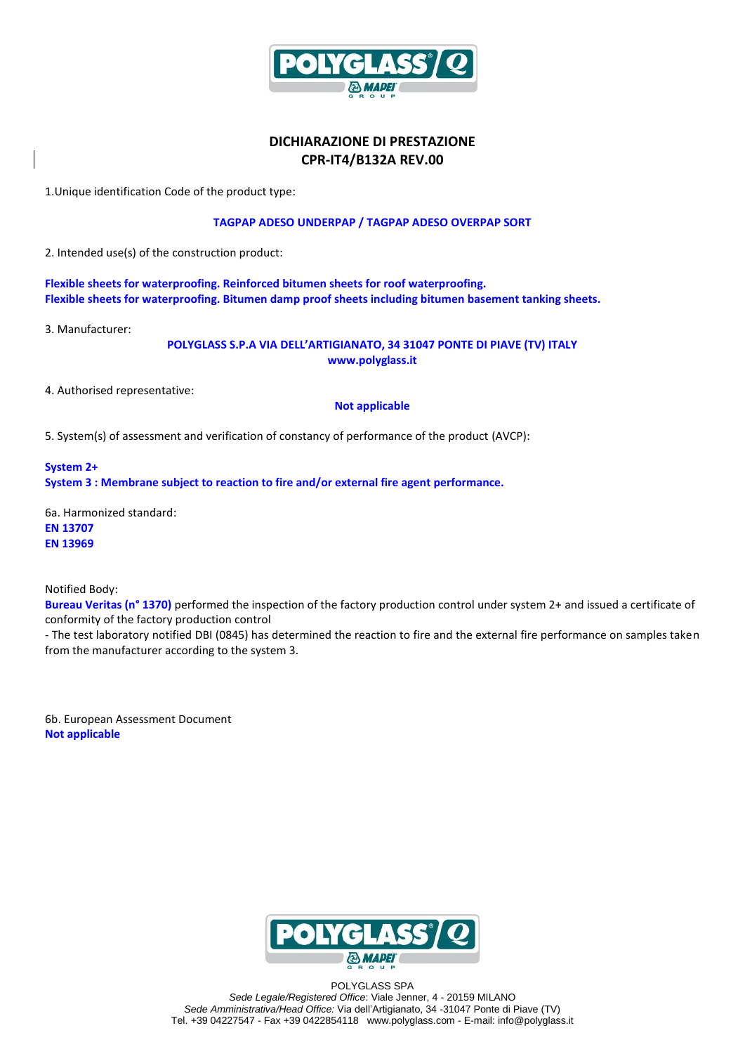# DICHIARAZIONE DI PRESTAZIONE
## CPR-IT4/B132A REV.00

1.Unique identification Code of the product type:

**TAGPAP ADESO UNDERPAP / TAGPAP ADESO OVERPAP SORT**

2. Intended use(s) of the construction product:

**Flexible sheets for waterproofing. Reinforced bitumen sheets for roof waterproofing.**
**Flexible sheets for waterproofing. Bitumen damp proof sheets including bitumen basement tanking sheets.**

3. Manufacturer:

**POLYGLASS S.P.A VIA DELL'ARTIGIANATO, 34 31047 PONTE DI PIAVE (TV) ITALY**
**www.polyglass.it**

4. Authorised representative:

**Not applicable**

5. System(s) of assessment and verification of constancy of performance of the product (AVCP):

**System 2+**
**System 3 : Membrane subject to reaction to fire and/or external fire agent performance.**

6a. Harmonized standard:
**EN 13707**
**EN 13969**

Notified Body:
**Bureau Veritas (n° 1370)** performed the inspection of the factory production control under system 2+ and issued a certificate of conformity of the factory production control
- The test laboratory notified DBI (0845) has determined the reaction to fire and the external fire performance on samples taken from the manufacturer according to the system 3.

6b. European Assessment Document
**Not applicable**

POLYGLASS SPA
*Sede Legale/Registered Office:* Viale Jenner, 4 - 20159 MILANO
*Sede Amministrativa/Head Office:* Via dell'Artigianato, 34 -31047 Ponte di Piave (TV)
Tel. +39 04227547 - Fax +39 0422854118 www.polyglass.com - E-mail: info@polyglass.it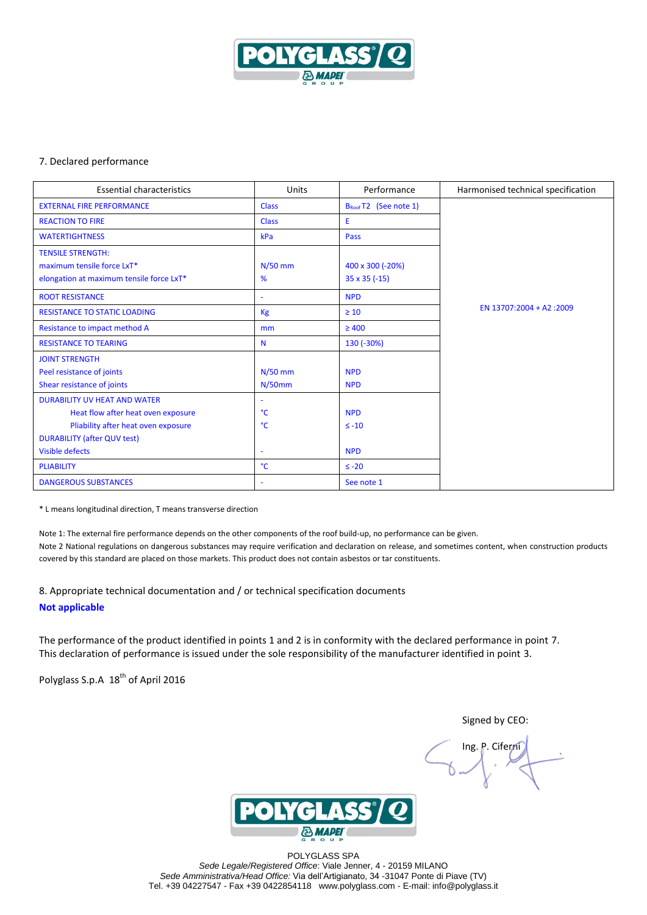7. Declared performance

| Essential characteristics | Units | Performance | Harmonised technical specification |
|---|---|---|---|
| EXTERNAL FIRE PERFORMANCE | Class | $B_{Roof}$ T2 (See note 1) | EN 13707:2004 + A2 :2009 |
| REACTION TO FIRE | Class | E | |
| WATERTIGHTNESS | kPa | Pass | |
| TENSILE STRENGTH:<br>maximum tensile force LxT*<br>elongation at maximum tensile force LxT* | <br>N/50 mm<br>% | <br>400 x 300 (-20%)<br>35 x 35 (-15) | |
| ROOT RESISTANCE | - | NPD | |
| RESISTANCE TO STATIC LOADING | Kg | ≥ 10 | |
| Resistance to impact method A | mm | ≥ 400 | |
| RESISTANCE TO TEARING | N | 130 (-30%) | |
| JOINT STRENGTH<br>Peel resistance of joints<br>Shear resistance of joints | <br>N/50 mm<br>N/50mm | <br>NPD<br>NPD | |
| DURABILITY UV HEAT AND WATER<br>Heat flow after heat oven exposure<br>Pliability after heat oven exposure<br>DURABILITY (after QUV test)<br>Visible defects | -<br>°C<br>°C<br><br>- | <br>NPD<br>≤ -10<br><br>NPD | |
| PLIABILITY | °C | ≤ -20 | |
| DANGEROUS SUBSTANCES | - | See note 1 | |

* L means longitudinal direction, T means transverse direction

Note 1: The external fire performance depends on the other components of the roof build-up, no performance can be given.
Note 2 National regulations on dangerous substances may require verification and declaration on release, and sometimes content, when construction products covered by this standard are placed on those markets. This product does not contain asbestos or tar constituents.

8. Appropriate technical documentation and / or technical specification documents

**Not applicable**

The performance of the product identified in points 1 and 2 is in conformity with the declared performance in point 7.
This declaration of performance is issued under the sole responsibility of the manufacturer identified in point 3.

Polyglass S.p.A 18th of April 2016

Signed by CEO:

Ing. P. Ciferni

POLYGLASS SPA
*Sede Legale/Registered Office:* Viale Jenner, 4 - 20159 MILANO
*Sede Amministrativa/Head Office:* Via dell'Artigianato, 34 -31047 Ponte di Piave (TV)
Tel. +39 04227547 - Fax +39 0422854118 www.polyglass.com - E-mail: info@polyglass.it